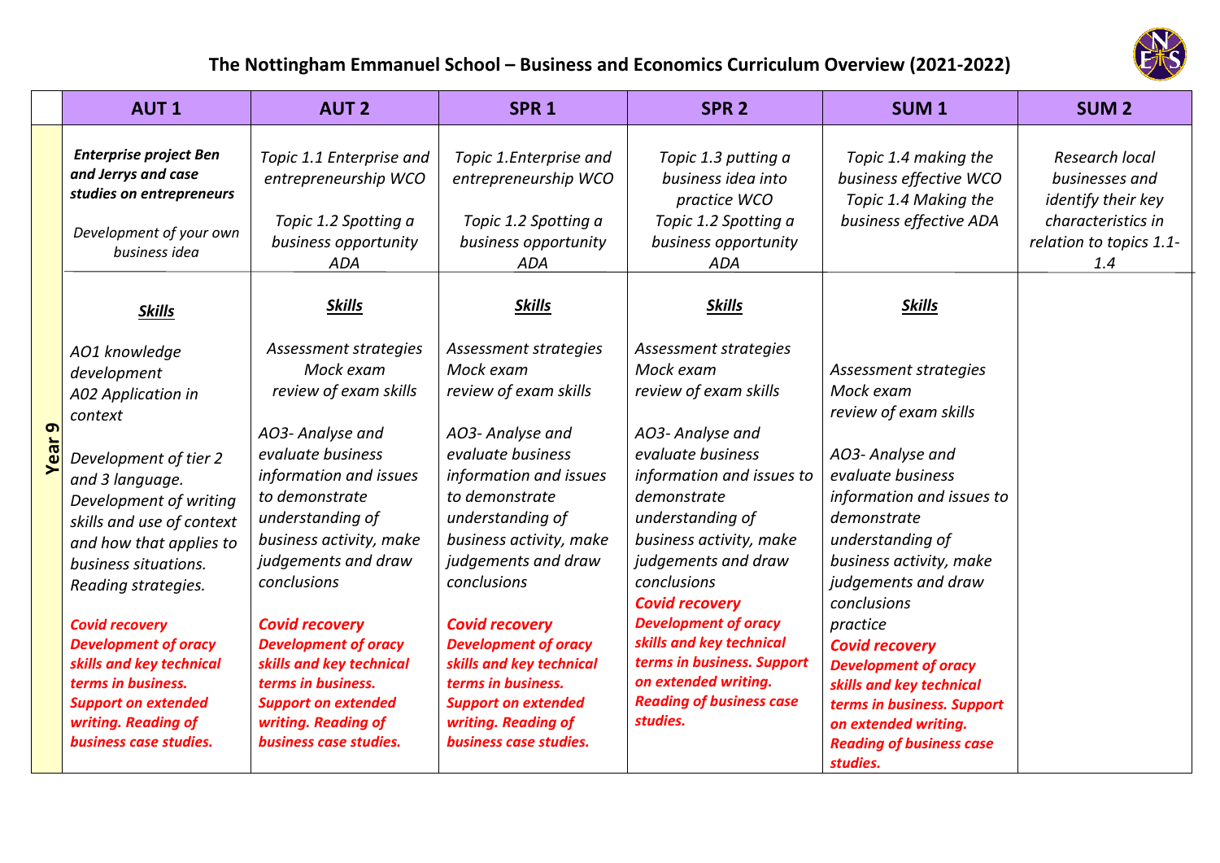# The Nottingham Emmanuel School – Business and Economics Curriculum Overview (2021-2022)

| | AUT 1 | AUT 2 | SPR 1 | SPR 2 | SUM 1 | SUM 2 |
|---|---|---|---|---|---|---|
| **Year 9** | ***Enterprise project Ben and Jerrys and case studies on entrepreneurs*** <br><br> *Development of your own business idea* | *Topic 1.1 Enterprise and entrepreneurship WCO* <br><br> *Topic 1.2 Spotting a business opportunity ADA* | *Topic 1.Enterprise and entrepreneurship WCO* <br><br> *Topic 1.2 Spotting a business opportunity ADA* | *Topic 1.3 putting a business idea into practice WCO* <br> *Topic 1.2 Spotting a business opportunity ADA* | *Topic 1.4 making the business effective WCO* <br> *Topic 1.4 Making the business effective ADA* | *Research local businesses and identify their key characteristics in relation to topics 1.1-1.4* |
| | ***Skills*** <br><br> *AO1 knowledge development* <br> *A02 Application in context* <br><br> *Development of tier 2 and 3 language. Development of writing skills and use of context and how that applies to business situations. Reading strategies.* <br><br> ***Covid recovery*** <br> ***Development of oracy skills and key technical terms in business. Support on extended writing. Reading of business case studies.*** | ***Skills*** <br><br> *Assessment strategies Mock exam review of exam skills* <br><br> *AO3- Analyse and evaluate business information and issues to demonstrate understanding of business activity, make judgements and draw conclusions* <br><br> ***Covid recovery*** <br> ***Development of oracy skills and key technical terms in business. Support on extended writing. Reading of business case studies.*** | ***Skills*** <br><br> *Assessment strategies Mock exam review of exam skills* <br><br> *AO3- Analyse and evaluate business information and issues to demonstrate understanding of business activity, make judgements and draw conclusions* <br><br> ***Covid recovery*** <br> ***Development of oracy skills and key technical terms in business. Support on extended writing. Reading of business case studies.*** | ***Skills*** <br><br> *Assessment strategies Mock exam review of exam skills* <br><br> *AO3- Analyse and evaluate business information and issues to demonstrate understanding of business activity, make judgements and draw conclusions* <br> ***Covid recovery*** <br> ***Development of oracy skills and key technical terms in business. Support on extended writing. Reading of business case studies.*** | ***Skills*** <br><br> *Assessment strategies Mock exam review of exam skills* <br><br> *AO3- Analyse and evaluate business information and issues to demonstrate understanding of business activity, make judgements and draw conclusions practice* <br> ***Covid recovery*** <br> ***Development of oracy skills and key technical terms in business. Support on extended writing. Reading of business case studies.*** | |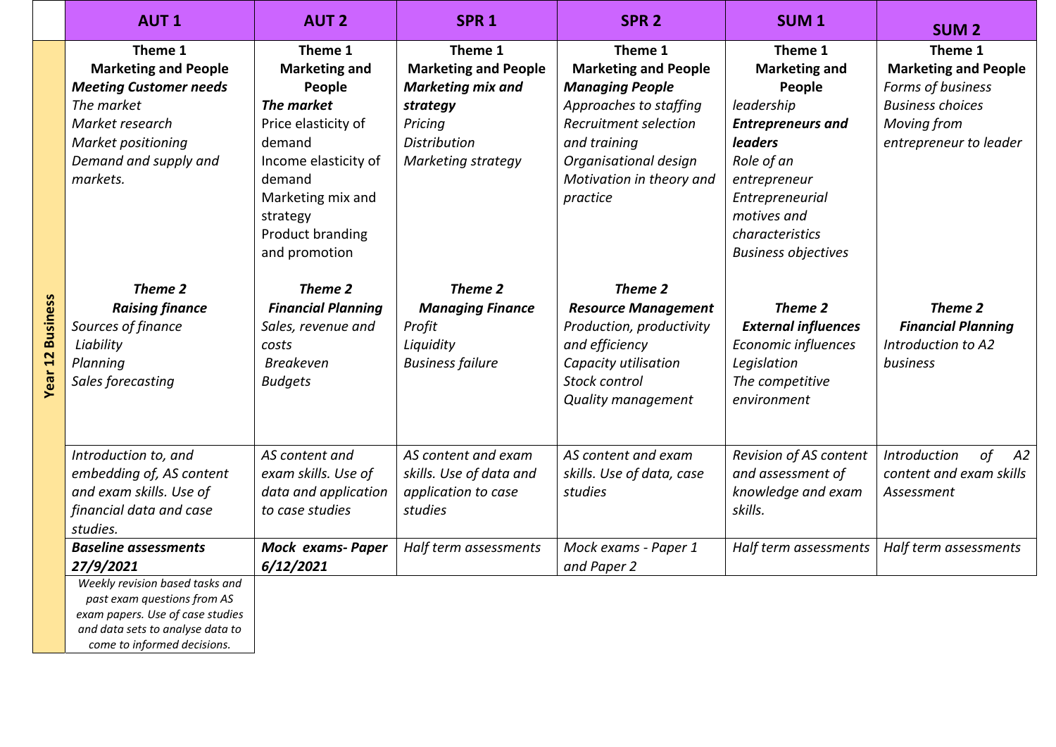| Year 12 Business | AUT 1 | AUT 2 | SPR 1 | SPR 2 | SUM 1 | SUM 2 |
|---|---|---|---|---|---|---|
| | **Theme 1** **Marketing and People** ***Meeting Customer needs*** *The market* *Market research* *Market positioning* *Demand and supply and markets.* | **Theme 1** **Marketing and People** ***The market*** Price elasticity of demand Income elasticity of demand Marketing mix and strategy Product branding and promotion | **Theme 1** **Marketing and People** ***Marketing mix and strategy*** *Pricing* *Distribution* *Marketing strategy* | **Theme 1** **Marketing and People** ***Managing People*** *Approaches to staffing* *Recruitment selection and training* *Organisational design* *Motivation in theory and practice* | **Theme 1** **Marketing and People** *leadership* ***Entrepreneurs and leaders*** *Role of an entrepreneur* *Entrepreneurial motives and characteristics* *Business objectives* | **Theme 1** **Marketing and People** *Forms of business* *Business choices* *Moving from entrepreneur to leader* |
| | ***Theme 2*** ***Raising finance*** *Sources of finance* *Liability* *Planning* *Sales forecasting* | ***Theme 2*** ***Financial Planning*** *Sales, revenue and costs* *Breakeven* *Budgets* | ***Theme 2*** ***Managing Finance*** *Profit* *Liquidity* *Business failure* | ***Theme 2*** ***Resource Management*** *Production, productivity and efficiency* *Capacity utilisation* *Stock control* *Quality management* | ***Theme 2*** ***External influences*** *Economic influences* *Legislation* *The competitive environment* | ***Theme 2*** ***Financial Planning*** *Introduction to A2 business* |
| | *Introduction to, and embedding of, AS content and exam skills. Use of financial data and case studies.* | *AS content and exam skills. Use of data and application to case studies* | *AS content and exam skills. Use of data and application to case studies* | *AS content and exam skills. Use of data, case studies* | *Revision of AS content and assessment of knowledge and exam skills.* | *Introduction of A2 content and exam skills Assessment* |
| | ***Baseline assessments 27/9/2021*** | ***Mock exams- Paper 6/12/2021*** | *Half term assessments* | *Mock exams - Paper 1 and Paper 2* | *Half term assessments* | *Half term assessments* |
| | *Weekly revision based tasks and past exam questions from AS exam papers. Use of case studies and data sets to analyse data to come to informed decisions.* | | | | | |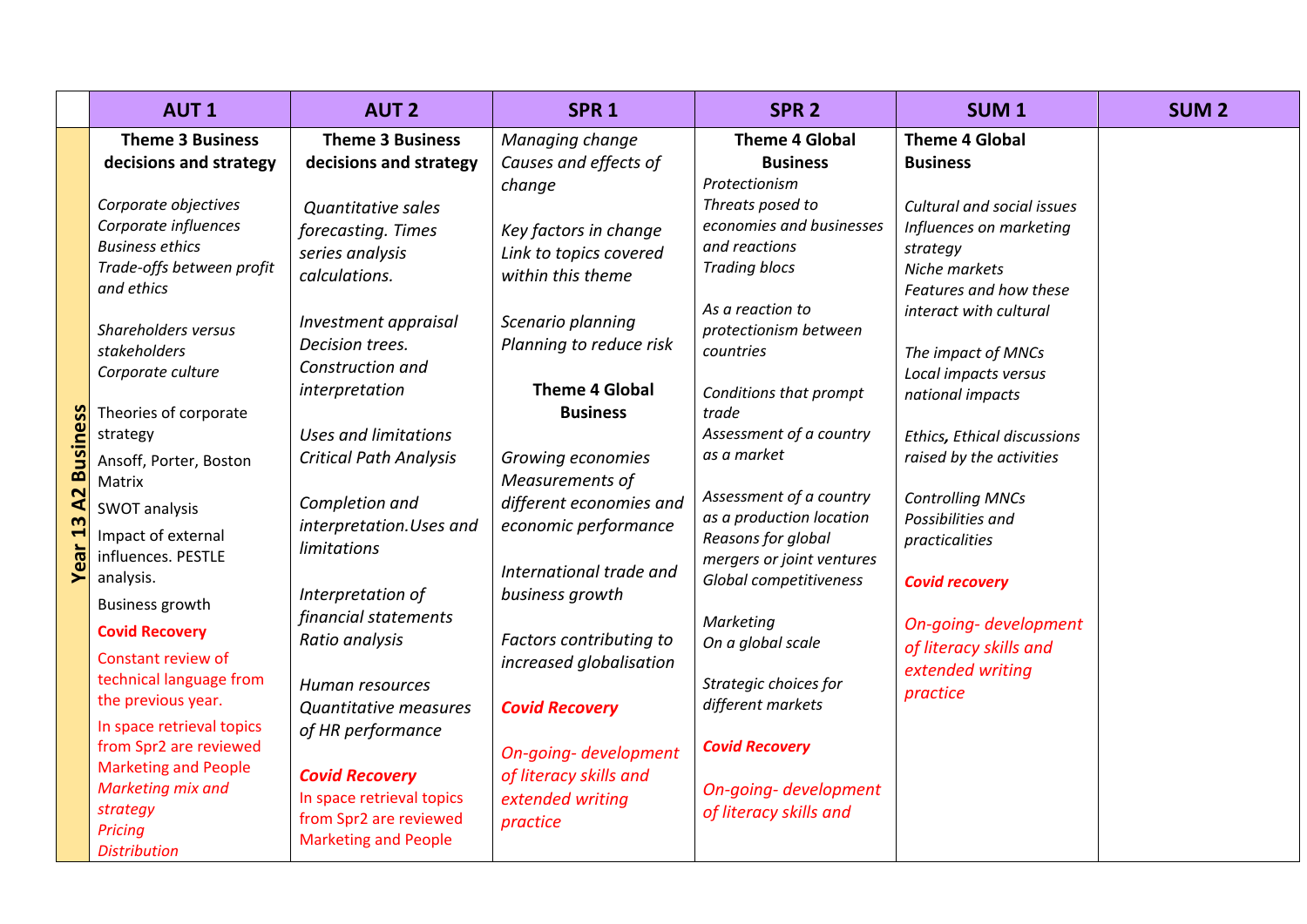| | AUT 1 | AUT 2 | SPR 1 | SPR 2 | SUM 1 | SUM 2 |
|---|---|---|---|---|---|---|
| **Year 13 A2 Business** | **Theme 3 Business decisions and strategy**<br><br>*Corporate objectives*<br>*Corporate influences*<br>*Business ethics*<br>*Trade-offs between profit and ethics*<br><br>*Shareholders versus stakeholders*<br>*Corporate culture*<br><br>Theories of corporate strategy<br>Ansoff, Porter, Boston Matrix<br>SWOT analysis<br>Impact of external influences. PESTLE analysis.<br>Business growth<br>**Covid Recovery**<br>Constant review of technical language from the previous year.<br>In space retrieval topics from Spr2 are reviewed Marketing and People<br>*Marketing mix and strategy*<br>*Pricing*<br>*Distribution* | **Theme 3 Business decisions and strategy**<br><br>*Quantitative sales forecasting. Times series analysis calculations.*<br><br>*Investment appraisal*<br>*Decision trees. Construction and interpretation*<br><br>*Uses and limitations*<br>*Critical Path Analysis*<br><br>*Completion and interpretation.Uses and limitations*<br><br>*Interpretation of financial statements*<br>*Ratio analysis*<br><br>*Human resources*<br>*Quantitative measures of HR performance*<br><br>***Covid Recovery***<br>In space retrieval topics from Spr2 are reviewed Marketing and People | *Managing change*<br>*Causes and effects of change*<br><br>*Key factors in change*<br>*Link to topics covered within this theme*<br><br>*Scenario planning*<br>*Planning to reduce risk*<br><br>**Theme 4 Global Business**<br><br>*Growing economies*<br>*Measurements of different economies and economic performance*<br><br>*International trade and business growth*<br><br>*Factors contributing to increased globalisation*<br><br>***Covid Recovery***<br><br>*On-going- development of literacy skills and extended writing practice* | **Theme 4 Global Business**<br>*Protectionism*<br>*Threats posed to economies and businesses and reactions*<br>*Trading blocs*<br><br>*As a reaction to protectionism between countries*<br><br>*Conditions that prompt trade*<br>*Assessment of a country as a market*<br><br>*Assessment of a country as a production location*<br>*Reasons for global mergers or joint ventures*<br>*Global competitiveness*<br><br>*Marketing*<br>*On a global scale*<br><br>*Strategic choices for different markets*<br><br>***Covid Recovery***<br><br>*On-going- development of literacy skills and* | **Theme 4 Global Business**<br><br>*Cultural and social issues*<br>*Influences on marketing strategy*<br>*Niche markets*<br>*Features and how these interact with cultural*<br><br>*The impact of MNCs*<br>*Local impacts versus national impacts*<br><br>*Ethics, Ethical discussions raised by the activities*<br><br>*Controlling MNCs*<br>*Possibilities and practicalities*<br><br>***Covid recovery***<br><br>*On-going- development of literacy skills and extended writing practice* | |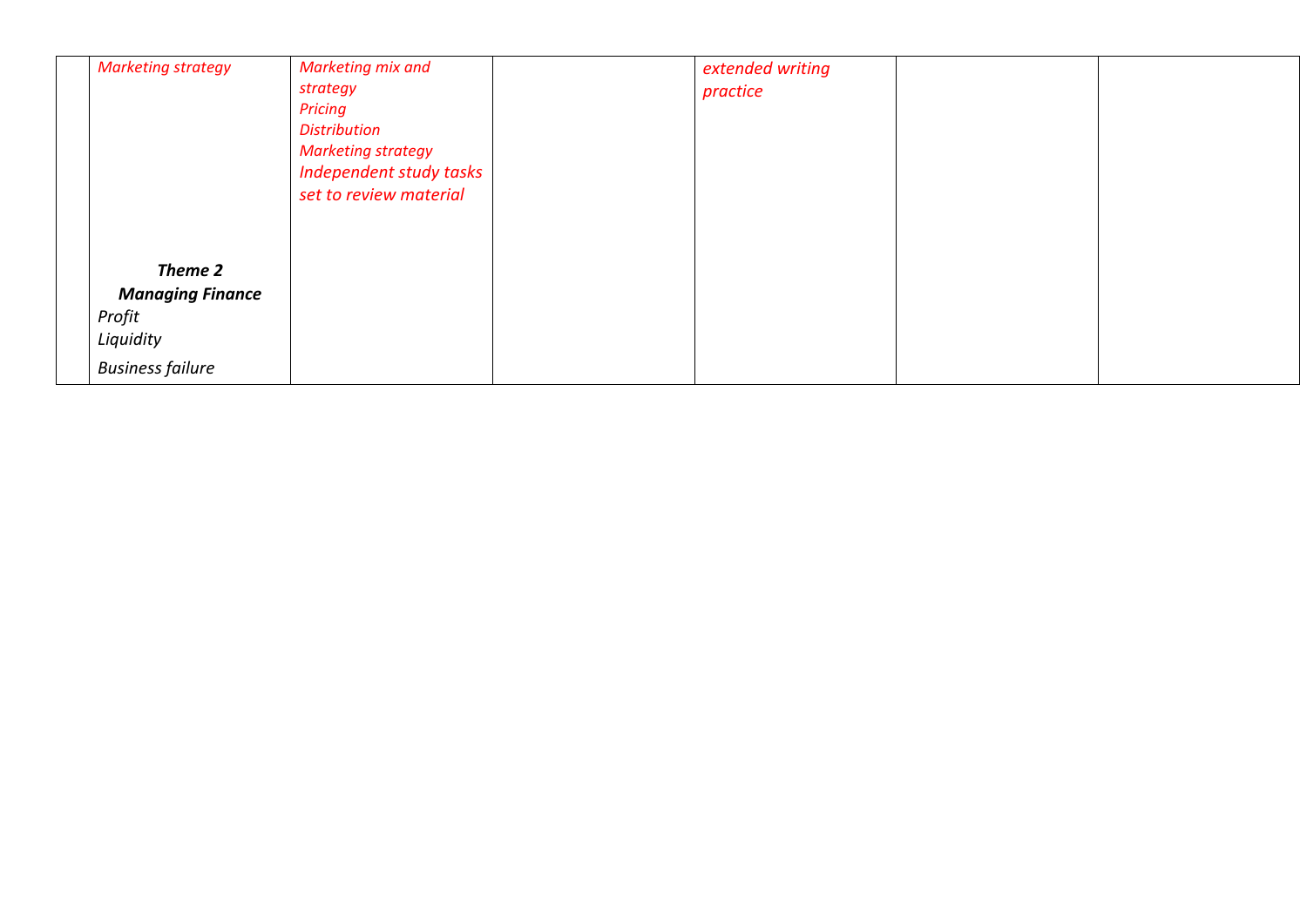|  |  |  |  |  |  |  |
|---|---|---|---|---|---|---|
|  | *Marketing strategy*<br><br>***Theme 2***<br>***Managing Finance***<br>*Profit*<br>*Liquidity*<br>*Business failure* | *Marketing mix and strategy*<br>*Pricing*<br>*Distribution*<br>*Marketing strategy*<br>*Independent study tasks set to review material* |  | *extended writing practice* |  |  |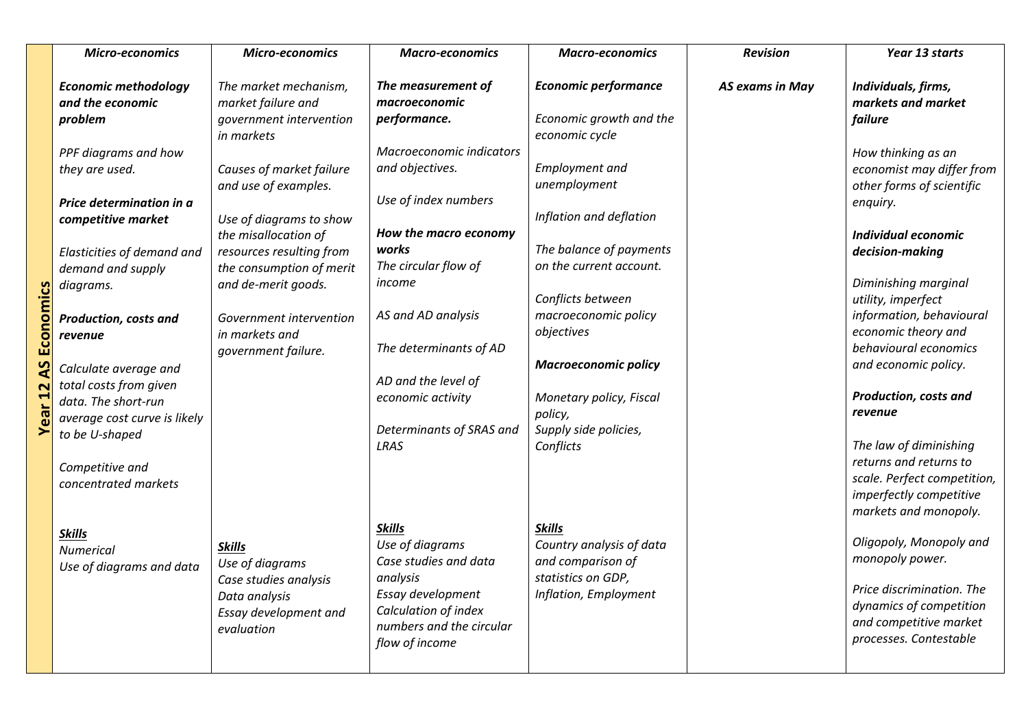| Year 12 AS Economics | *Micro-economics* | *Micro-economics* | *Macro-economics* | *Macro-economics* | *Revision* | *Year 13 starts* |
|---|---|---|---|---|---|---|
| | ***Economic methodology and the economic problem***<br><br>*PPF diagrams and how they are used.*<br><br>***Price determination in a competitive market***<br><br>*Elasticities of demand and demand and supply diagrams.*<br><br>***Production, costs and revenue***<br><br>*Calculate average and total costs from given data. The short-run average cost curve is likely to be U-shaped*<br><br>*Competitive and concentrated markets*<br><br>***<u>Skills</u>***<br>*Numerical*<br>*Use of diagrams and data* | *The market mechanism, market failure and government intervention in markets*<br><br>*Causes of market failure and use of examples.*<br><br>*Use of diagrams to show the misallocation of resources resulting from the consumption of merit and de-merit goods.*<br><br>*Government intervention in markets and government failure.*<br><br>***<u>Skills</u>***<br>*Use of diagrams*<br>*Case studies analysis*<br>*Data analysis*<br>*Essay development and evaluation* | ***The measurement of macroeconomic performance.***<br><br>*Macroeconomic indicators and objectives.*<br><br>*Use of index numbers*<br><br>***How the macro economy works***<br>*The circular flow of income*<br><br>*AS and AD analysis*<br><br>*The determinants of AD*<br><br>*AD and the level of economic activity*<br><br>*Determinants of SRAS and LRAS*<br><br>***<u>Skills</u>***<br>*Use of diagrams*<br>*Case studies and data analysis*<br>*Essay development*<br>*Calculation of index numbers and the circular flow of income* | ***Economic performance***<br><br>*Economic growth and the economic cycle*<br><br>*Employment and unemployment*<br><br>*Inflation and deflation*<br><br>*The balance of payments on the current account.*<br><br>*Conflicts between macroeconomic policy objectives*<br><br>***Macroeconomic policy***<br><br>*Monetary policy, Fiscal policy,*<br>*Supply side policies, Conflicts*<br><br>***<u>Skills</u>***<br>*Country analysis of data and comparison of statistics on GDP, Inflation, Employment* | ***AS exams in May*** | ***Individuals, firms, markets and market failure***<br><br>*How thinking as an economist may differ from other forms of scientific enquiry.*<br><br>***Individual economic decision-making***<br><br>*Diminishing marginal utility, imperfect information, behavioural economic theory and behavioural economics and economic policy.*<br><br>***Production, costs and revenue***<br><br>*The law of diminishing returns and returns to scale. Perfect competition, imperfectly competitive markets and monopoly.*<br><br>*Oligopoly, Monopoly and monopoly power.*<br><br>*Price discrimination. The dynamics of competition and competitive market processes. Contestable* |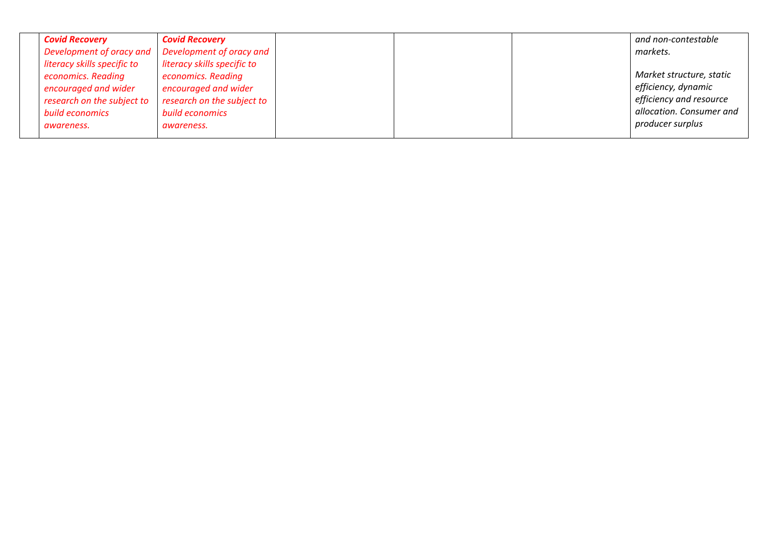|  |  |  |  |  |  |
|---|---|---|---|---|---|
|  | ***Covid Recovery*** *Development of oracy and literacy skills specific to economics. Reading encouraged and wider research on the subject to build economics awareness.* | ***Covid Recovery*** *Development of oracy and literacy skills specific to economics. Reading encouraged and wider research on the subject to build economics awareness.* |  |  |  | *and non-contestable markets.*<br><br>*Market structure, static efficiency, dynamic efficiency and resource allocation. Consumer and producer surplus* |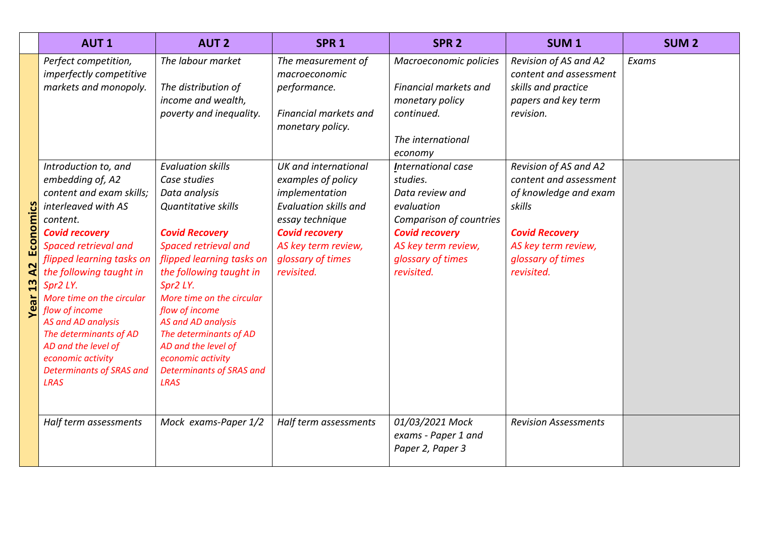| | AUT 1 | AUT 2 | SPR 1 | SPR 2 | SUM 1 | SUM 2 |
|---|---|---|---|---|---|---|
| **Year 13 A2 Economics** | *Perfect competition, imperfectly competitive markets and monopoly.* | *The labour market*<br><br>*The distribution of income and wealth, poverty and inequality.* | *The measurement of macroeconomic performance.*<br><br>*Financial markets and monetary policy.* | *Macroeconomic policies*<br><br>*Financial markets and monetary policy continued.*<br><br>*The international economy* | *Revision of AS and A2 content and assessment skills and practice papers and key term revision.* | *Exams* |
| | *Introduction to, and embedding of, A2 content and exam skills; interleaved with AS content.*<br>***Covid recovery***<br>*Spaced retrieval and flipped learning tasks on the following taught in Spr2 LY.*<br>*More time on the circular flow of income*<br>*AS and AD analysis*<br>*The determinants of AD*<br>*AD and the level of economic activity*<br>*Determinants of SRAS and LRAS* | *Evaluation skills*<br>*Case studies*<br>*Data analysis*<br>*Quantitative skills*<br><br>***Covid Recovery***<br>*Spaced retrieval and flipped learning tasks on the following taught in Spr2 LY.*<br>*More time on the circular flow of income*<br>*AS and AD analysis*<br>*The determinants of AD*<br>*AD and the level of economic activity*<br>*Determinants of SRAS and LRAS* | *UK and international examples of policy implementation*<br>*Evaluation skills and essay technique*<br>***Covid recovery***<br>*AS key term review, glossary of times revisited.* | *International case studies.*<br>*Data review and evaluation*<br>*Comparison of countries*<br>***Covid recovery***<br>*AS key term review, glossary of times revisited.* | *Revision of AS and A2 content and assessment of knowledge and exam skills*<br><br>***Covid Recovery***<br>*AS key term review, glossary of times revisited.* | |
| | *Half term assessments* | *Mock exams-Paper 1/2* | *Half term assessments* | *01/03/2021 Mock exams - Paper 1 and Paper 2, Paper 3* | *Revision Assessments* | |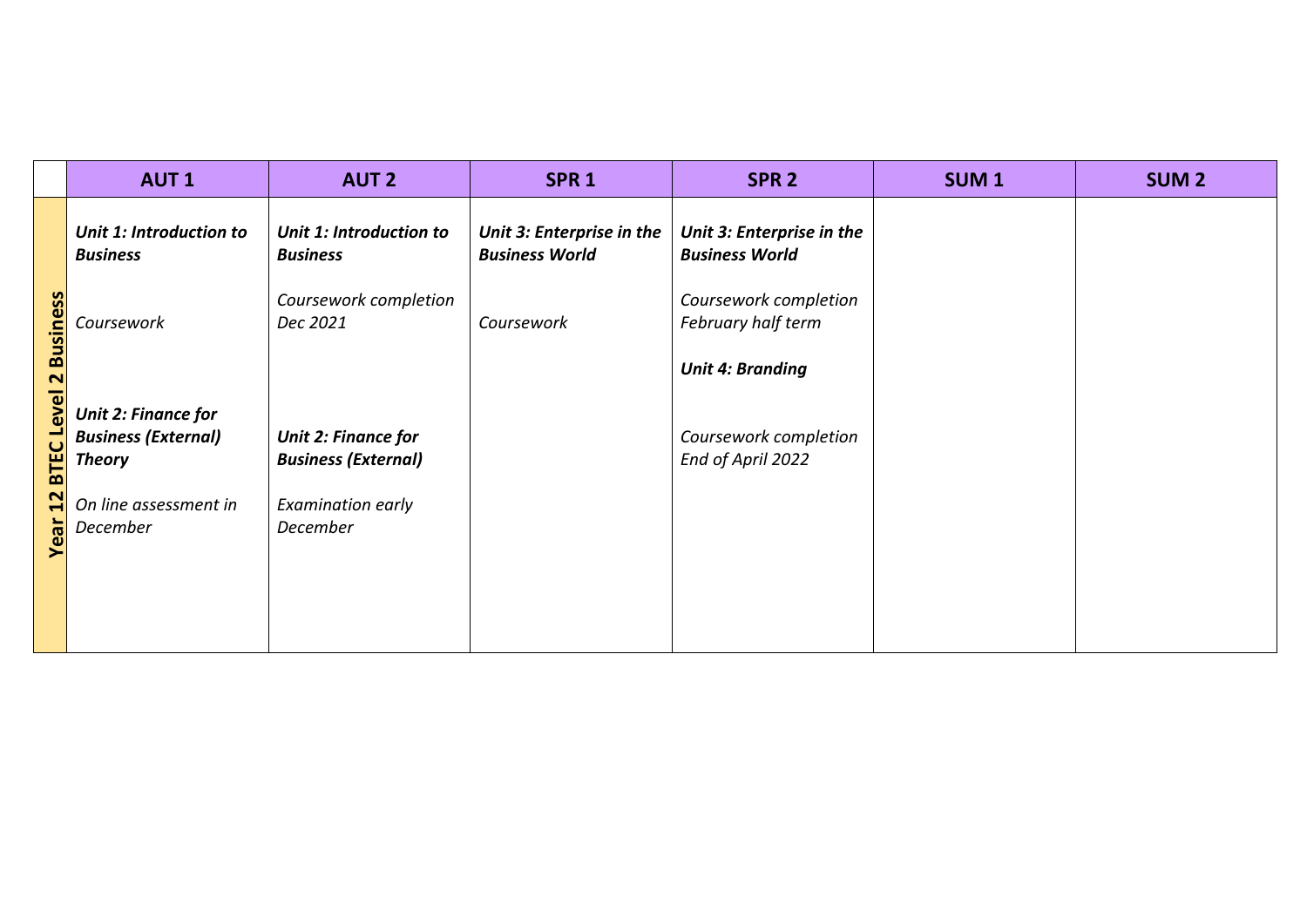| | AUT 1 | AUT 2 | SPR 1 | SPR 2 | SUM 1 | SUM 2 |
|---|---|---|---|---|---|---|
| **Year 12 BTEC Level 2 Business** | ***Unit 1: Introduction to Business***<br><br>*Coursework*<br><br>***Unit 2: Finance for Business (External) Theory***<br><br>*On line assessment in December* | ***Unit 1: Introduction to Business***<br><br>*Coursework completion Dec 2021*<br><br>***Unit 2: Finance for Business (External)***<br><br>*Examination early December* | ***Unit 3: Enterprise in the Business World***<br><br>*Coursework* | ***Unit 3: Enterprise in the Business World***<br><br>*Coursework completion February half term*<br><br>***Unit 4: Branding***<br><br>*Coursework completion End of April 2022* | | |